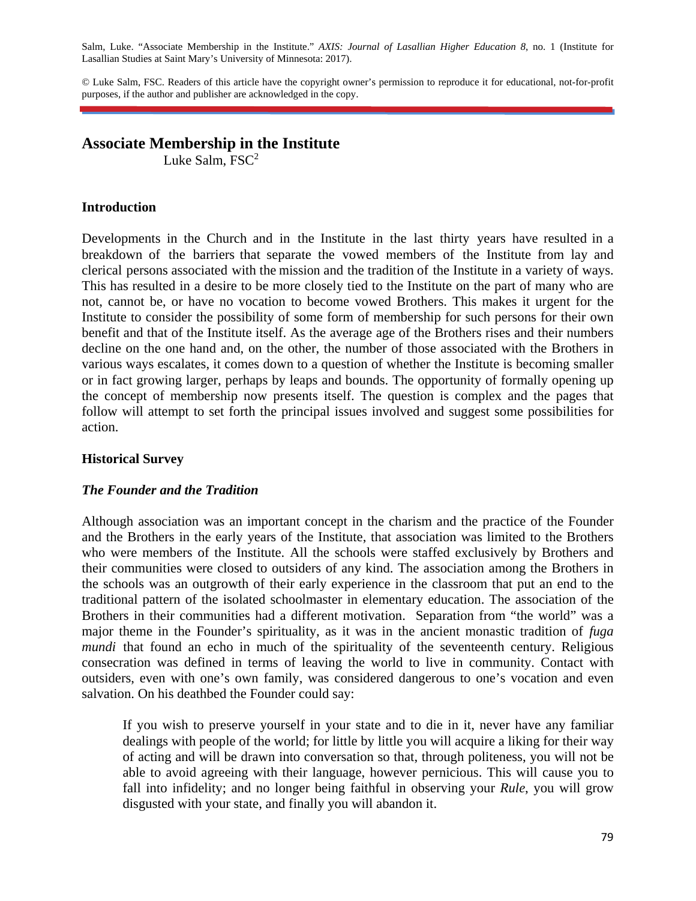Salm, Luke. “Associate Membership in the Institute.” *AXIS: Journal of Lasallian Higher Education 8*, no. 1 (Institute for Lasallian Studies at Saint Mary’s University of Minnesota: 2017).

© Luke Salm, FSC. Readers of this article have the copyright owner’s permission to reproduce it for educational, not-for-profit purposes, if the author and publisher are acknowledged in the copy.

# Associate Membership in the Institute

Luke Salm, FSC[2]

## Introduction

Developments in the Church and in the Institute in the last thirty years have resulted in a breakdown of the barriers that separate the vowed members of the Institute from lay and clerical persons associated with the mission and the tradition of the Institute in a variety of ways. This has resulted in a desire to be more closely tied to the Institute on the part of many who are not, cannot be, or have no vocation to become vowed Brothers. This makes it urgent for the Institute to consider the possibility of some form of membership for such persons for their own benefit and that of the Institute itself. As the average age of the Brothers rises and their numbers decline on the one hand and, on the other, the number of those associated with the Brothers in various ways escalates, it comes down to a question of whether the Institute is becoming smaller or in fact growing larger, perhaps by leaps and bounds. The opportunity of formally opening up the concept of membership now presents itself. The question is complex and the pages that follow will attempt to set forth the principal issues involved and suggest some possibilities for action.

## Historical Survey

### *The Founder and the Tradition*

Although association was an important concept in the charism and the practice of the Founder and the Brothers in the early years of the Institute, that association was limited to the Brothers who were members of the Institute. All the schools were staffed exclusively by Brothers and their communities were closed to outsiders of any kind. The association among the Brothers in the schools was an outgrowth of their early experience in the classroom that put an end to the traditional pattern of the isolated schoolmaster in elementary education. The association of the Brothers in their communities had a different motivation. Separation from “the world” was a major theme in the Founder’s spirituality, as it was in the ancient monastic tradition of *fuga mundi* that found an echo in much of the spirituality of the seventeenth century. Religious consecration was defined in terms of leaving the world to live in community. Contact with outsiders, even with one’s own family, was considered dangerous to one’s vocation and even salvation. On his deathbed the Founder could say:

> If you wish to preserve yourself in your state and to die in it, never have any familiar dealings with people of the world; for little by little you will acquire a liking for their way of acting and will be drawn into conversation so that, through politeness, you will not be able to avoid agreeing with their language, however pernicious. This will cause you to fall into infidelity; and no longer being faithful in observing your *Rule*, you will grow disgusted with your state, and finally you will abandon it.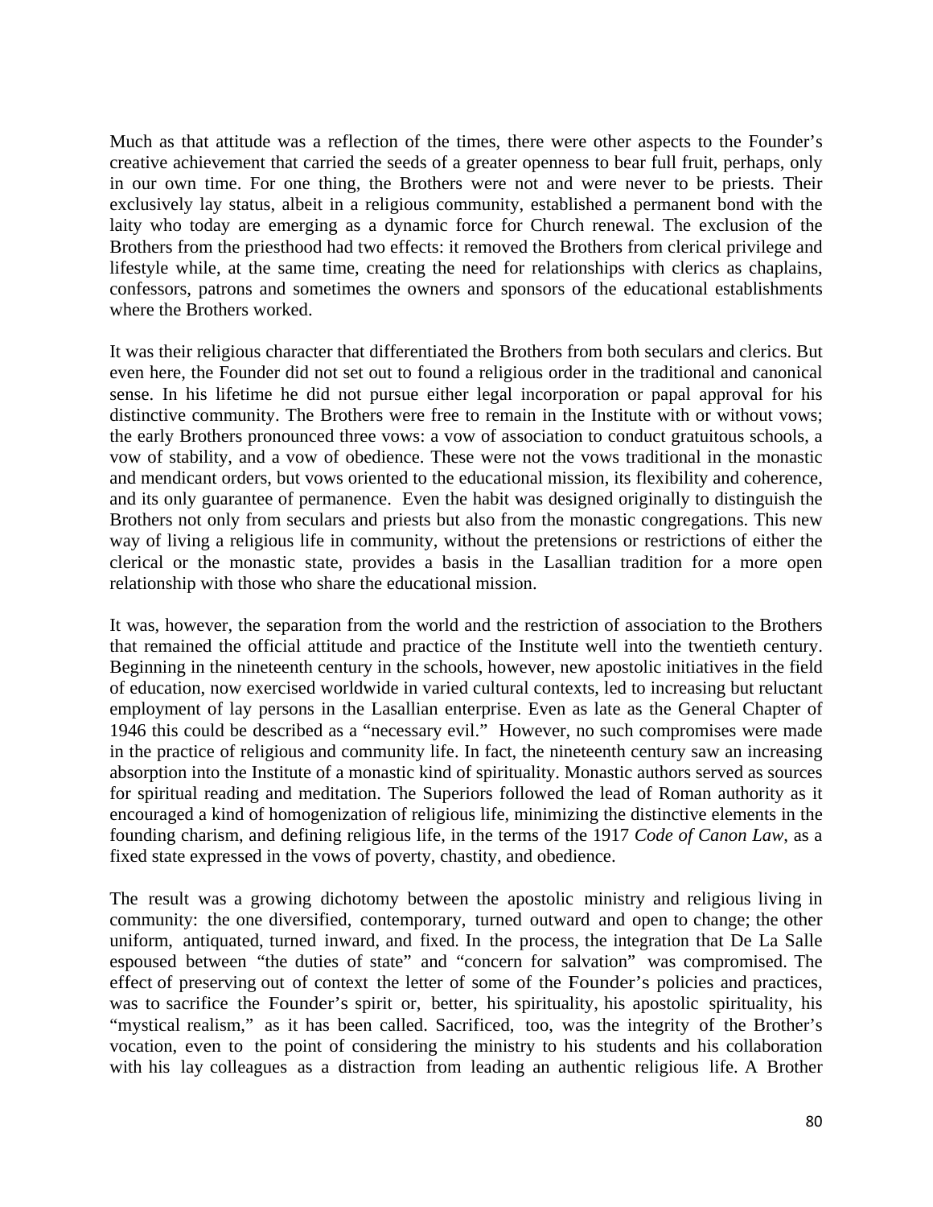Much as that attitude was a reflection of the times, there were other aspects to the Founder's creative achievement that carried the seeds of a greater openness to bear full fruit, perhaps, only in our own time. For one thing, the Brothers were not and were never to be priests. Their exclusively lay status, albeit in a religious community, established a permanent bond with the laity who today are emerging as a dynamic force for Church renewal. The exclusion of the Brothers from the priesthood had two effects: it removed the Brothers from clerical privilege and lifestyle while, at the same time, creating the need for relationships with clerics as chaplains, confessors, patrons and sometimes the owners and sponsors of the educational establishments where the Brothers worked.

It was their religious character that differentiated the Brothers from both seculars and clerics. But even here, the Founder did not set out to found a religious order in the traditional and canonical sense. In his lifetime he did not pursue either legal incorporation or papal approval for his distinctive community. The Brothers were free to remain in the Institute with or without vows; the early Brothers pronounced three vows: a vow of association to conduct gratuitous schools, a vow of stability, and a vow of obedience. These were not the vows traditional in the monastic and mendicant orders, but vows oriented to the educational mission, its flexibility and coherence, and its only guarantee of permanence. Even the habit was designed originally to distinguish the Brothers not only from seculars and priests but also from the monastic congregations. This new way of living a religious life in community, without the pretensions or restrictions of either the clerical or the monastic state, provides a basis in the Lasallian tradition for a more open relationship with those who share the educational mission.

It was, however, the separation from the world and the restriction of association to the Brothers that remained the official attitude and practice of the Institute well into the twentieth century. Beginning in the nineteenth century in the schools, however, new apostolic initiatives in the field of education, now exercised worldwide in varied cultural contexts, led to increasing but reluctant employment of lay persons in the Lasallian enterprise. Even as late as the General Chapter of 1946 this could be described as a "necessary evil." However, no such compromises were made in the practice of religious and community life. In fact, the nineteenth century saw an increasing absorption into the Institute of a monastic kind of spirituality. Monastic authors served as sources for spiritual reading and meditation. The Superiors followed the lead of Roman authority as it encouraged a kind of homogenization of religious life, minimizing the distinctive elements in the founding charism, and defining religious life, in the terms of the 1917 *Code of Canon Law*, as a fixed state expressed in the vows of poverty, chastity, and obedience.

The result was a growing dichotomy between the apostolic ministry and religious living in community: the one diversified, contemporary, turned outward and open to change; the other uniform, antiquated, turned inward, and fixed. In the process, the integration that De La Salle espoused between "the duties of state" and "concern for salvation" was compromised. The effect of preserving out of context the letter of some of the Founder's policies and practices, was to sacrifice the Founder's spirit or, better, his spirituality, his apostolic spirituality, his "mystical realism," as it has been called. Sacrificed, too, was the integrity of the Brother's vocation, even to the point of considering the ministry to his students and his collaboration with his lay colleagues as a distraction from leading an authentic religious life. A Brother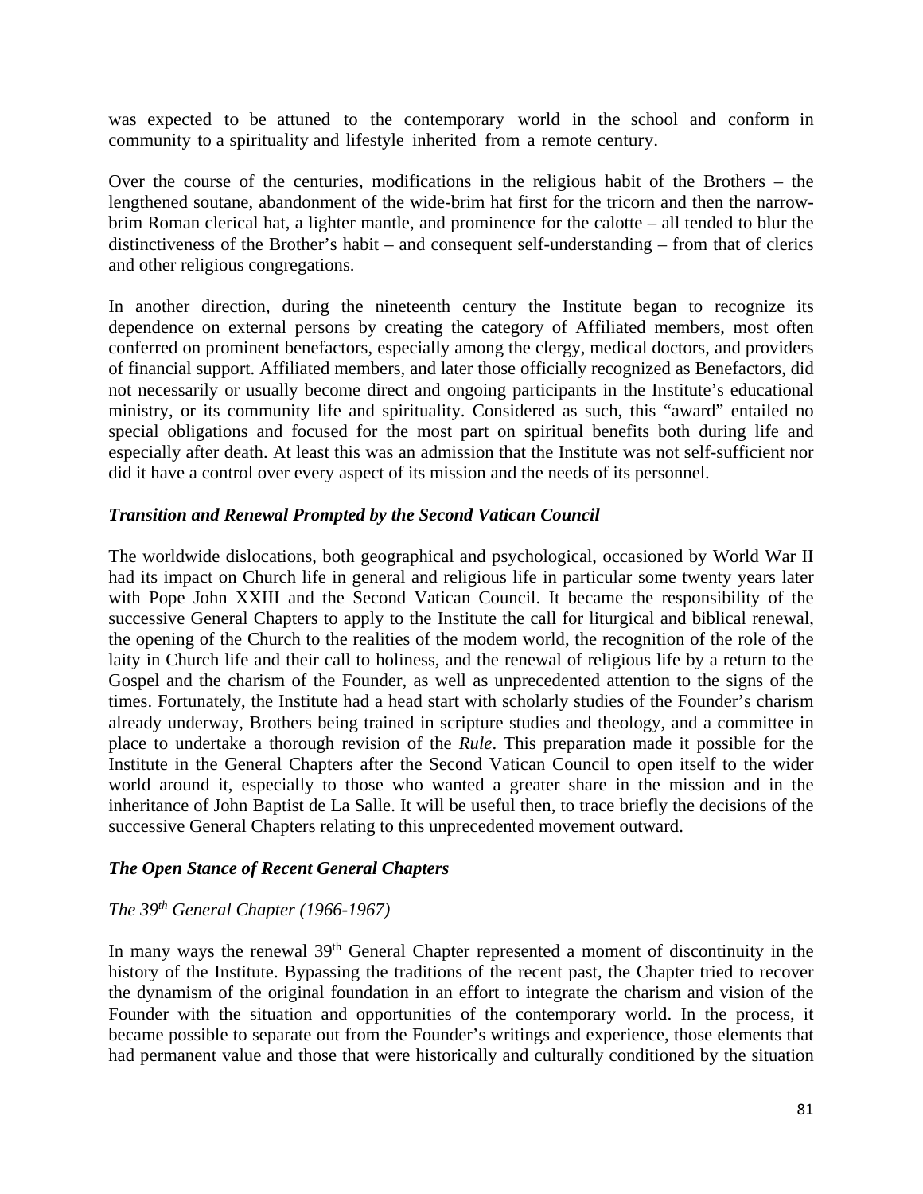was expected to be attuned to the contemporary world in the school and conform in community to a spirituality and lifestyle inherited from a remote century.

Over the course of the centuries, modifications in the religious habit of the Brothers – the lengthened soutane, abandonment of the wide-brim hat first for the tricorn and then the narrow-brim Roman clerical hat, a lighter mantle, and prominence for the calotte – all tended to blur the distinctiveness of the Brother's habit – and consequent self-understanding – from that of clerics and other religious congregations.

In another direction, during the nineteenth century the Institute began to recognize its dependence on external persons by creating the category of Affiliated members, most often conferred on prominent benefactors, especially among the clergy, medical doctors, and providers of financial support. Affiliated members, and later those officially recognized as Benefactors, did not necessarily or usually become direct and ongoing participants in the Institute's educational ministry, or its community life and spirituality. Considered as such, this "award" entailed no special obligations and focused for the most part on spiritual benefits both during life and especially after death. At least this was an admission that the Institute was not self-sufficient nor did it have a control over every aspect of its mission and the needs of its personnel.

### *Transition and Renewal Prompted by the Second Vatican Council*

The worldwide dislocations, both geographical and psychological, occasioned by World War II had its impact on Church life in general and religious life in particular some twenty years later with Pope John XXIII and the Second Vatican Council. It became the responsibility of the successive General Chapters to apply to the Institute the call for liturgical and biblical renewal, the opening of the Church to the realities of the modem world, the recognition of the role of the laity in Church life and their call to holiness, and the renewal of religious life by a return to the Gospel and the charism of the Founder, as well as unprecedented attention to the signs of the times. Fortunately, the Institute had a head start with scholarly studies of the Founder's charism already underway, Brothers being trained in scripture studies and theology, and a committee in place to undertake a thorough revision of the *Rule*. This preparation made it possible for the Institute in the General Chapters after the Second Vatican Council to open itself to the wider world around it, especially to those who wanted a greater share in the mission and in the inheritance of John Baptist de La Salle. It will be useful then, to trace briefly the decisions of the successive General Chapters relating to this unprecedented movement outward.

### *The Open Stance of Recent General Chapters*

#### *The 39th General Chapter (1966-1967)*

In many ways the renewal 39th General Chapter represented a moment of discontinuity in the history of the Institute. Bypassing the traditions of the recent past, the Chapter tried to recover the dynamism of the original foundation in an effort to integrate the charism and vision of the Founder with the situation and opportunities of the contemporary world. In the process, it became possible to separate out from the Founder's writings and experience, those elements that had permanent value and those that were historically and culturally conditioned by the situation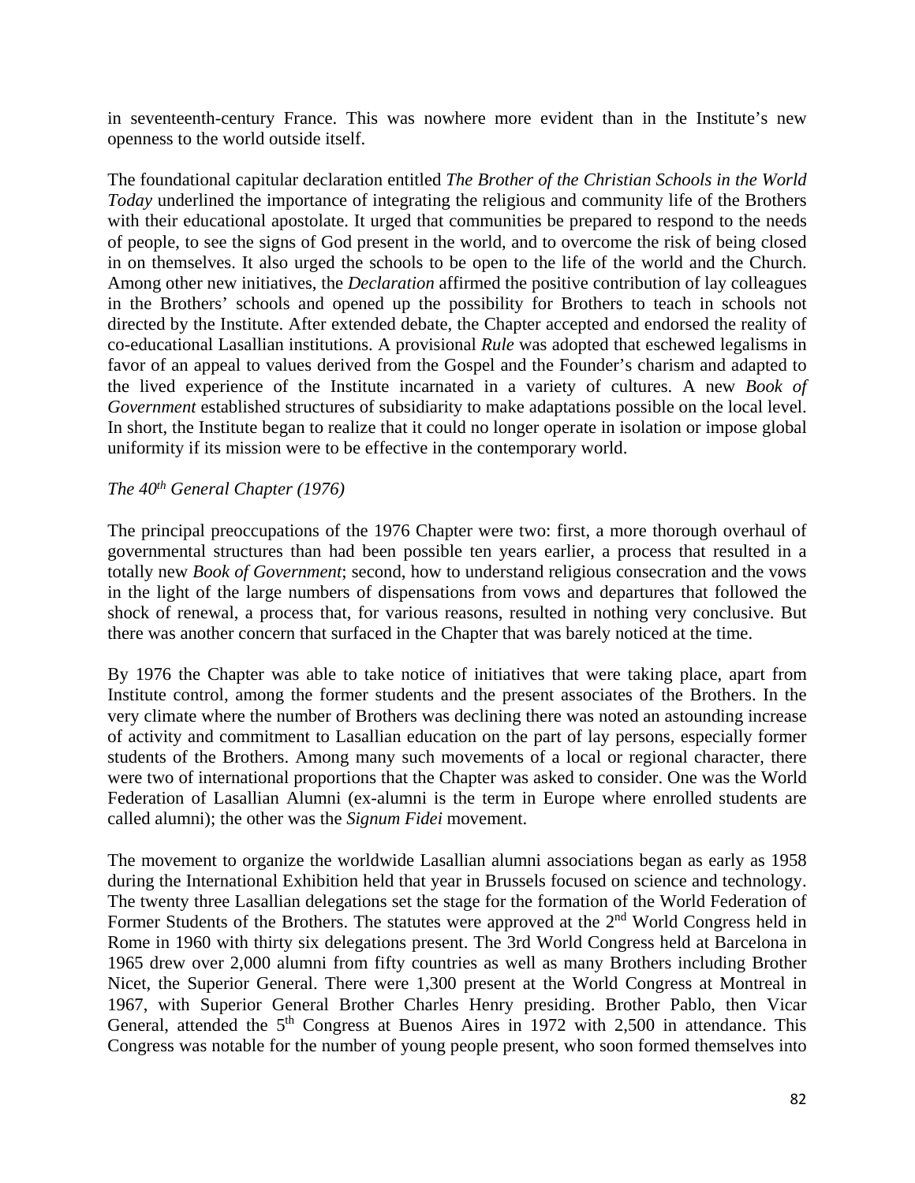in seventeenth-century France. This was nowhere more evident than in the Institute's new openness to the world outside itself.

The foundational capitular declaration entitled *The Brother of the Christian Schools in the World Today* underlined the importance of integrating the religious and community life of the Brothers with their educational apostolate. It urged that communities be prepared to respond to the needs of people, to see the signs of God present in the world, and to overcome the risk of being closed in on themselves. It also urged the schools to be open to the life of the world and the Church. Among other new initiatives, the *Declaration* affirmed the positive contribution of lay colleagues in the Brothers' schools and opened up the possibility for Brothers to teach in schools not directed by the Institute. After extended debate, the Chapter accepted and endorsed the reality of co-educational Lasallian institutions. A provisional *Rule* was adopted that eschewed legalisms in favor of an appeal to values derived from the Gospel and the Founder's charism and adapted to the lived experience of the Institute incarnated in a variety of cultures. A new *Book of Government* established structures of subsidiarity to make adaptations possible on the local level. In short, the Institute began to realize that it could no longer operate in isolation or impose global uniformity if its mission were to be effective in the contemporary world.

*The 40th General Chapter (1976)*

The principal preoccupations of the 1976 Chapter were two: first, a more thorough overhaul of governmental structures than had been possible ten years earlier, a process that resulted in a totally new *Book of Government*; second, how to understand religious consecration and the vows in the light of the large numbers of dispensations from vows and departures that followed the shock of renewal, a process that, for various reasons, resulted in nothing very conclusive. But there was another concern that surfaced in the Chapter that was barely noticed at the time.

By 1976 the Chapter was able to take notice of initiatives that were taking place, apart from Institute control, among the former students and the present associates of the Brothers. In the very climate where the number of Brothers was declining there was noted an astounding increase of activity and commitment to Lasallian education on the part of lay persons, especially former students of the Brothers. Among many such movements of a local or regional character, there were two of international proportions that the Chapter was asked to consider. One was the World Federation of Lasallian Alumni (ex-alumni is the term in Europe where enrolled students are called alumni); the other was the *Signum Fidei* movement.

The movement to organize the worldwide Lasallian alumni associations began as early as 1958 during the International Exhibition held that year in Brussels focused on science and technology. The twenty three Lasallian delegations set the stage for the formation of the World Federation of Former Students of the Brothers. The statutes were approved at the 2nd World Congress held in Rome in 1960 with thirty six delegations present. The 3rd World Congress held at Barcelona in 1965 drew over 2,000 alumni from fifty countries as well as many Brothers including Brother Nicet, the Superior General. There were 1,300 present at the World Congress at Montreal in 1967, with Superior General Brother Charles Henry presiding. Brother Pablo, then Vicar General, attended the 5th Congress at Buenos Aires in 1972 with 2,500 in attendance. This Congress was notable for the number of young people present, who soon formed themselves into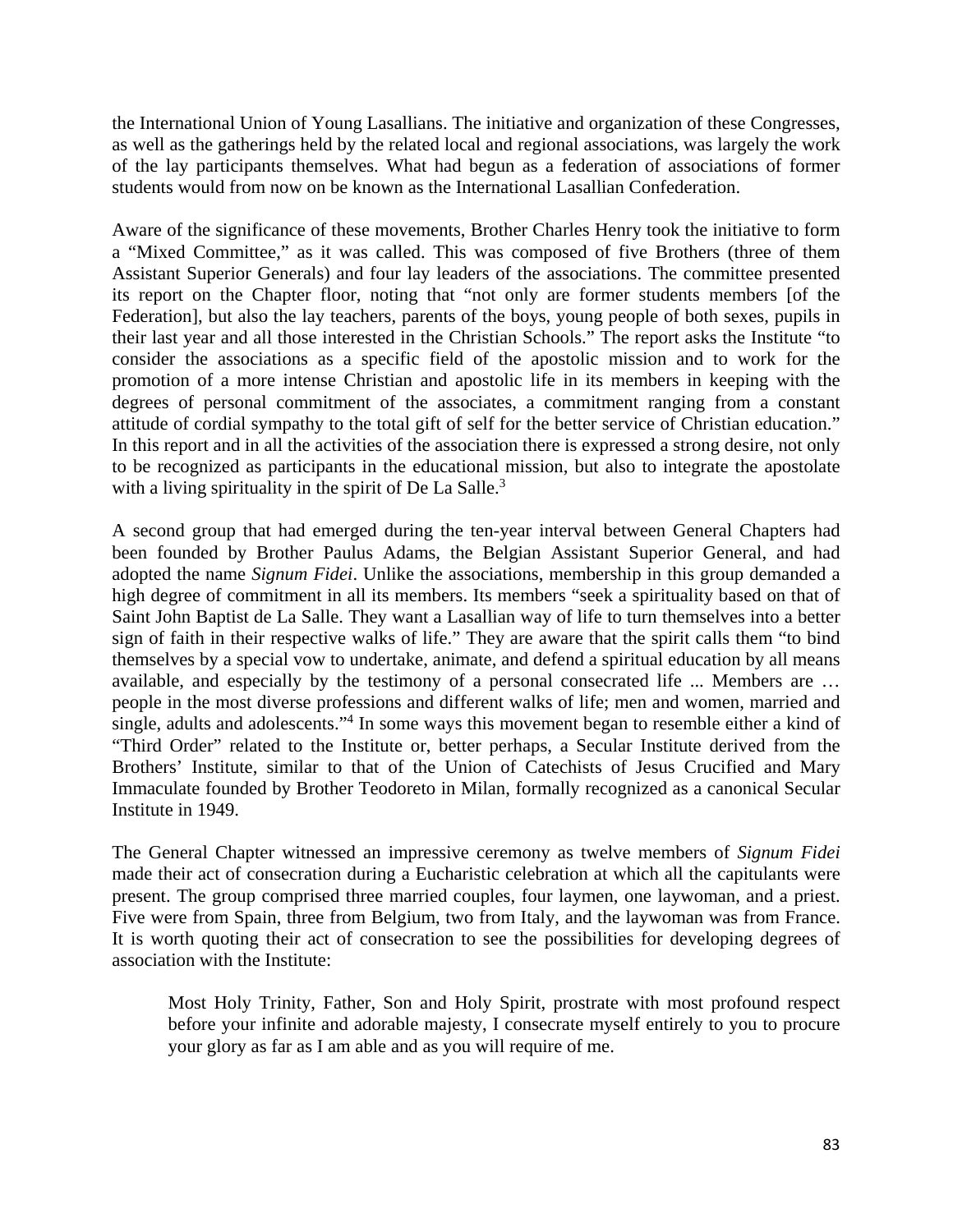the International Union of Young Lasallians. The initiative and organization of these Congresses, as well as the gatherings held by the related local and regional associations, was largely the work of the lay participants themselves. What had begun as a federation of associations of former students would from now on be known as the International Lasallian Confederation.

Aware of the significance of these movements, Brother Charles Henry took the initiative to form a "Mixed Committee," as it was called. This was composed of five Brothers (three of them Assistant Superior Generals) and four lay leaders of the associations. The committee presented its report on the Chapter floor, noting that "not only are former students members [of the Federation], but also the lay teachers, parents of the boys, young people of both sexes, pupils in their last year and all those interested in the Christian Schools." The report asks the Institute "to consider the associations as a specific field of the apostolic mission and to work for the promotion of a more intense Christian and apostolic life in its members in keeping with the degrees of personal commitment of the associates, a commitment ranging from a constant attitude of cordial sympathy to the total gift of self for the better service of Christian education." In this report and in all the activities of the association there is expressed a strong desire, not only to be recognized as participants in the educational mission, but also to integrate the apostolate with a living spirituality in the spirit of De La Salle.[3]

A second group that had emerged during the ten-year interval between General Chapters had been founded by Brother Paulus Adams, the Belgian Assistant Superior General, and had adopted the name *Signum Fidei*. Unlike the associations, membership in this group demanded a high degree of commitment in all its members. Its members "seek a spirituality based on that of Saint John Baptist de La Salle. They want a Lasallian way of life to turn themselves into a better sign of faith in their respective walks of life." They are aware that the spirit calls them "to bind themselves by a special vow to undertake, animate, and defend a spiritual education by all means available, and especially by the testimony of a personal consecrated life ... Members are … people in the most diverse professions and different walks of life; men and women, married and single, adults and adolescents."[4] In some ways this movement began to resemble either a kind of "Third Order" related to the Institute or, better perhaps, a Secular Institute derived from the Brothers' Institute, similar to that of the Union of Catechists of Jesus Crucified and Mary Immaculate founded by Brother Teodoreto in Milan, formally recognized as a canonical Secular Institute in 1949.

The General Chapter witnessed an impressive ceremony as twelve members of *Signum Fidei* made their act of consecration during a Eucharistic celebration at which all the capitulants were present. The group comprised three married couples, four laymen, one laywoman, and a priest. Five were from Spain, three from Belgium, two from Italy, and the laywoman was from France. It is worth quoting their act of consecration to see the possibilities for developing degrees of association with the Institute:

> Most Holy Trinity, Father, Son and Holy Spirit, prostrate with most profound respect before your infinite and adorable majesty, I consecrate myself entirely to you to procure your glory as far as I am able and as you will require of me.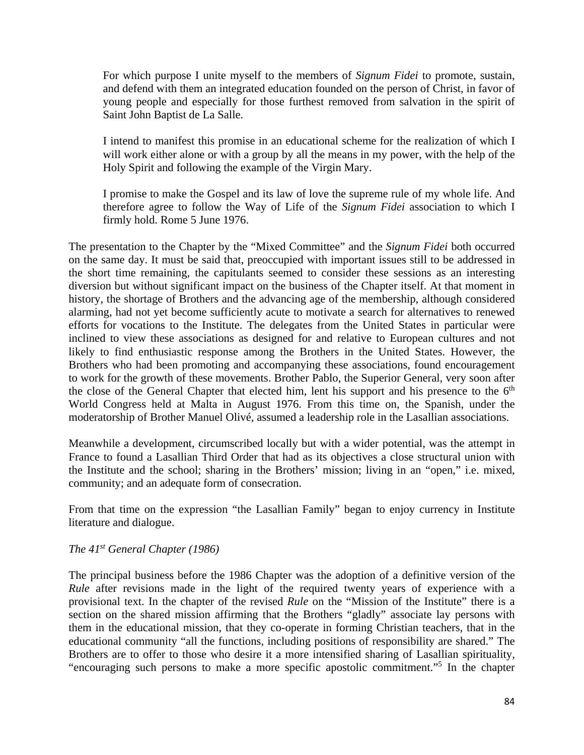> For which purpose I unite myself to the members of *Signum Fidei* to promote, sustain, and defend with them an integrated education founded on the person of Christ, in favor of young people and especially for those furthest removed from salvation in the spirit of Saint John Baptist de La Salle.
>
> I intend to manifest this promise in an educational scheme for the realization of which I will work either alone or with a group by all the means in my power, with the help of the Holy Spirit and following the example of the Virgin Mary.
>
> I promise to make the Gospel and its law of love the supreme rule of my whole life. And therefore agree to follow the Way of Life of the *Signum Fidei* association to which I firmly hold. Rome 5 June 1976.

The presentation to the Chapter by the "Mixed Committee" and the *Signum Fidei* both occurred on the same day. It must be said that, preoccupied with important issues still to be addressed in the short time remaining, the capitulants seemed to consider these sessions as an interesting diversion but without significant impact on the business of the Chapter itself. At that moment in history, the shortage of Brothers and the advancing age of the membership, although considered alarming, had not yet become sufficiently acute to motivate a search for alternatives to renewed efforts for vocations to the Institute. The delegates from the United States in particular were inclined to view these associations as designed for and relative to European cultures and not likely to find enthusiastic response among the Brothers in the United States. However, the Brothers who had been promoting and accompanying these associations, found encouragement to work for the growth of these movements. Brother Pablo, the Superior General, very soon after the close of the General Chapter that elected him, lent his support and his presence to the 6th World Congress held at Malta in August 1976. From this time on, the Spanish, under the moderatorship of Brother Manuel Olivé, assumed a leadership role in the Lasallian associations.

Meanwhile a development, circumscribed locally but with a wider potential, was the attempt in France to found a Lasallian Third Order that had as its objectives a close structural union with the Institute and the school; sharing in the Brothers' mission; living in an "open," i.e. mixed, community; and an adequate form of consecration.

From that time on the expression "the Lasallian Family" began to enjoy currency in Institute literature and dialogue.

*The 41st General Chapter (1986)*

The principal business before the 1986 Chapter was the adoption of a definitive version of the *Rule* after revisions made in the light of the required twenty years of experience with a provisional text. In the chapter of the revised *Rule* on the "Mission of the Institute" there is a section on the shared mission affirming that the Brothers "gladly" associate lay persons with them in the educational mission, that they co-operate in forming Christian teachers, that in the educational community "all the functions, including positions of responsibility are shared." The Brothers are to offer to those who desire it a more intensified sharing of Lasallian spirituality, "encouraging such persons to make a more specific apostolic commitment."[5] In the chapter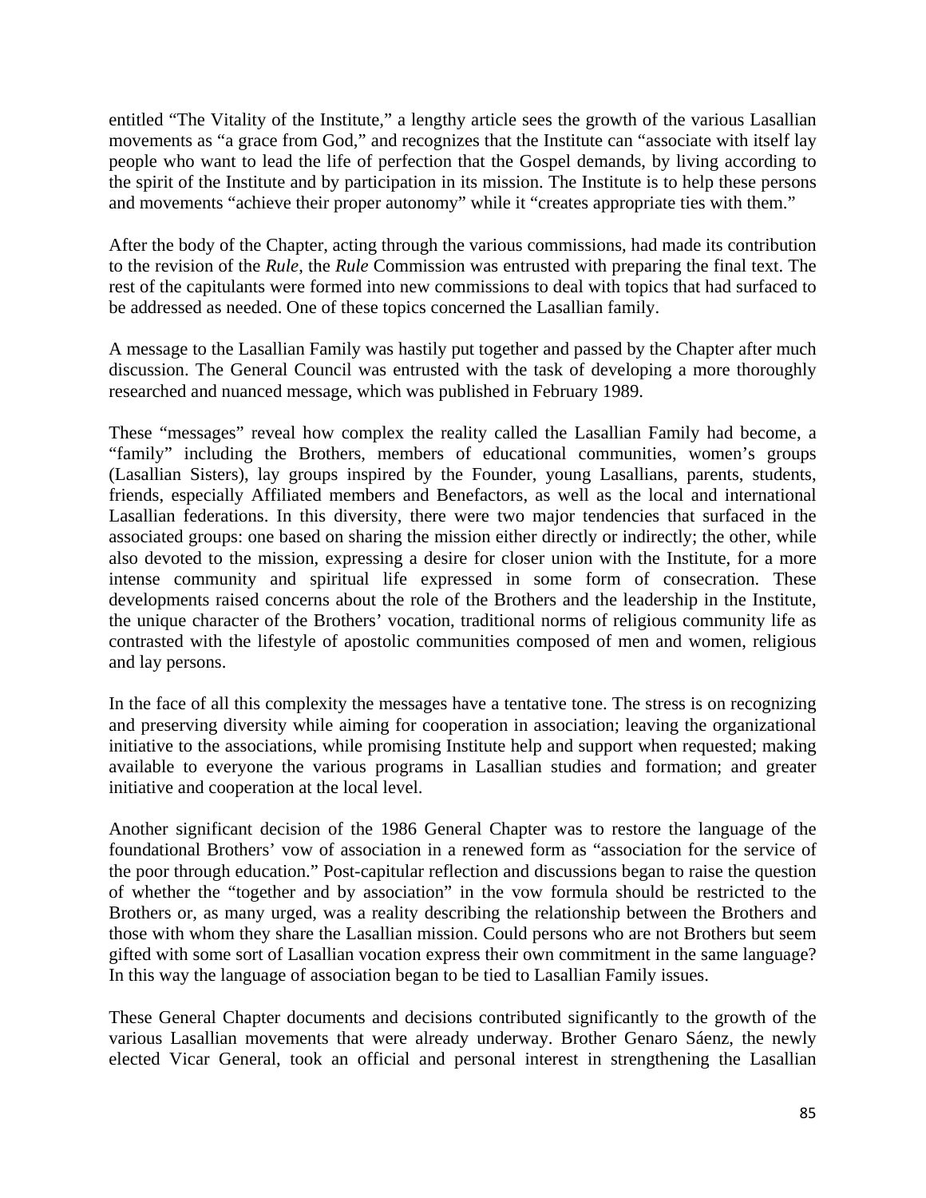entitled "The Vitality of the Institute," a lengthy article sees the growth of the various Lasallian movements as "a grace from God," and recognizes that the Institute can "associate with itself lay people who want to lead the life of perfection that the Gospel demands, by living according to the spirit of the Institute and by participation in its mission. The Institute is to help these persons and movements "achieve their proper autonomy" while it "creates appropriate ties with them."

After the body of the Chapter, acting through the various commissions, had made its contribution to the revision of the *Rule*, the *Rule* Commission was entrusted with preparing the final text. The rest of the capitulants were formed into new commissions to deal with topics that had surfaced to be addressed as needed. One of these topics concerned the Lasallian family.

A message to the Lasallian Family was hastily put together and passed by the Chapter after much discussion. The General Council was entrusted with the task of developing a more thoroughly researched and nuanced message, which was published in February 1989.

These "messages" reveal how complex the reality called the Lasallian Family had become, a "family" including the Brothers, members of educational communities, women's groups (Lasallian Sisters), lay groups inspired by the Founder, young Lasallians, parents, students, friends, especially Affiliated members and Benefactors, as well as the local and international Lasallian federations. In this diversity, there were two major tendencies that surfaced in the associated groups: one based on sharing the mission either directly or indirectly; the other, while also devoted to the mission, expressing a desire for closer union with the Institute, for a more intense community and spiritual life expressed in some form of consecration. These developments raised concerns about the role of the Brothers and the leadership in the Institute, the unique character of the Brothers' vocation, traditional norms of religious community life as contrasted with the lifestyle of apostolic communities composed of men and women, religious and lay persons.

In the face of all this complexity the messages have a tentative tone. The stress is on recognizing and preserving diversity while aiming for cooperation in association; leaving the organizational initiative to the associations, while promising Institute help and support when requested; making available to everyone the various programs in Lasallian studies and formation; and greater initiative and cooperation at the local level.

Another significant decision of the 1986 General Chapter was to restore the language of the foundational Brothers' vow of association in a renewed form as "association for the service of the poor through education." Post-capitular reflection and discussions began to raise the question of whether the "together and by association" in the vow formula should be restricted to the Brothers or, as many urged, was a reality describing the relationship between the Brothers and those with whom they share the Lasallian mission. Could persons who are not Brothers but seem gifted with some sort of Lasallian vocation express their own commitment in the same language? In this way the language of association began to be tied to Lasallian Family issues.

These General Chapter documents and decisions contributed significantly to the growth of the various Lasallian movements that were already underway. Brother Genaro Sáenz, the newly elected Vicar General, took an official and personal interest in strengthening the Lasallian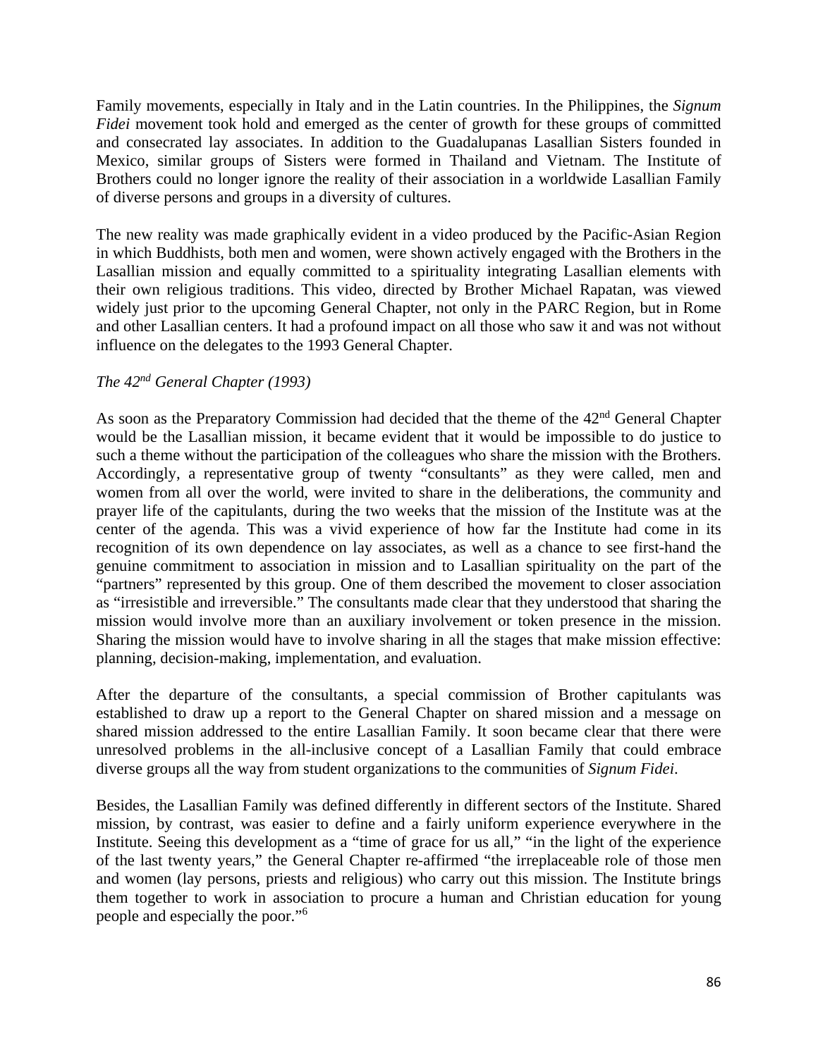Family movements, especially in Italy and in the Latin countries. In the Philippines, the *Signum Fidei* movement took hold and emerged as the center of growth for these groups of committed and consecrated lay associates. In addition to the Guadalupanas Lasallian Sisters founded in Mexico, similar groups of Sisters were formed in Thailand and Vietnam. The Institute of Brothers could no longer ignore the reality of their association in a worldwide Lasallian Family of diverse persons and groups in a diversity of cultures.

The new reality was made graphically evident in a video produced by the Pacific-Asian Region in which Buddhists, both men and women, were shown actively engaged with the Brothers in the Lasallian mission and equally committed to a spirituality integrating Lasallian elements with their own religious traditions. This video, directed by Brother Michael Rapatan, was viewed widely just prior to the upcoming General Chapter, not only in the PARC Region, but in Rome and other Lasallian centers. It had a profound impact on all those who saw it and was not without influence on the delegates to the 1993 General Chapter.

*The 42nd General Chapter (1993)*

As soon as the Preparatory Commission had decided that the theme of the 42nd General Chapter would be the Lasallian mission, it became evident that it would be impossible to do justice to such a theme without the participation of the colleagues who share the mission with the Brothers. Accordingly, a representative group of twenty "consultants" as they were called, men and women from all over the world, were invited to share in the deliberations, the community and prayer life of the capitulants, during the two weeks that the mission of the Institute was at the center of the agenda. This was a vivid experience of how far the Institute had come in its recognition of its own dependence on lay associates, as well as a chance to see first-hand the genuine commitment to association in mission and to Lasallian spirituality on the part of the "partners" represented by this group. One of them described the movement to closer association as "irresistible and irreversible." The consultants made clear that they understood that sharing the mission would involve more than an auxiliary involvement or token presence in the mission. Sharing the mission would have to involve sharing in all the stages that make mission effective: planning, decision-making, implementation, and evaluation.

After the departure of the consultants, a special commission of Brother capitulants was established to draw up a report to the General Chapter on shared mission and a message on shared mission addressed to the entire Lasallian Family. It soon became clear that there were unresolved problems in the all-inclusive concept of a Lasallian Family that could embrace diverse groups all the way from student organizations to the communities of *Signum Fidei*.

Besides, the Lasallian Family was defined differently in different sectors of the Institute. Shared mission, by contrast, was easier to define and a fairly uniform experience everywhere in the Institute. Seeing this development as a "time of grace for us all," "in the light of the experience of the last twenty years," the General Chapter re-affirmed "the irreplaceable role of those men and women (lay persons, priests and religious) who carry out this mission. The Institute brings them together to work in association to procure a human and Christian education for young people and especially the poor."[6]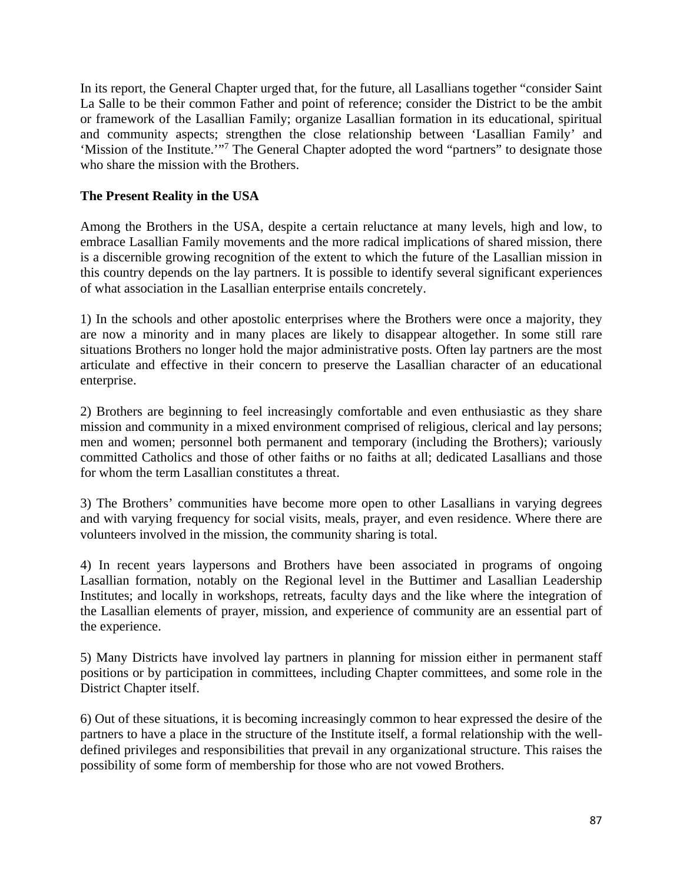In its report, the General Chapter urged that, for the future, all Lasallians together "consider Saint La Salle to be their common Father and point of reference; consider the District to be the ambit or framework of the Lasallian Family; organize Lasallian formation in its educational, spiritual and community aspects; strengthen the close relationship between 'Lasallian Family' and 'Mission of the Institute.'"[7] The General Chapter adopted the word "partners" to designate those who share the mission with the Brothers.

**The Present Reality in the USA**

Among the Brothers in the USA, despite a certain reluctance at many levels, high and low, to embrace Lasallian Family movements and the more radical implications of shared mission, there is a discernible growing recognition of the extent to which the future of the Lasallian mission in this country depends on the lay partners. It is possible to identify several significant experiences of what association in the Lasallian enterprise entails concretely.

1) In the schools and other apostolic enterprises where the Brothers were once a majority, they are now a minority and in many places are likely to disappear altogether. In some still rare situations Brothers no longer hold the major administrative posts. Often lay partners are the most articulate and effective in their concern to preserve the Lasallian character of an educational enterprise.

2) Brothers are beginning to feel increasingly comfortable and even enthusiastic as they share mission and community in a mixed environment comprised of religious, clerical and lay persons; men and women; personnel both permanent and temporary (including the Brothers); variously committed Catholics and those of other faiths or no faiths at all; dedicated Lasallians and those for whom the term Lasallian constitutes a threat.

3) The Brothers' communities have become more open to other Lasallians in varying degrees and with varying frequency for social visits, meals, prayer, and even residence. Where there are volunteers involved in the mission, the community sharing is total.

4) In recent years laypersons and Brothers have been associated in programs of ongoing Lasallian formation, notably on the Regional level in the Buttimer and Lasallian Leadership Institutes; and locally in workshops, retreats, faculty days and the like where the integration of the Lasallian elements of prayer, mission, and experience of community are an essential part of the experience.

5) Many Districts have involved lay partners in planning for mission either in permanent staff positions or by participation in committees, including Chapter committees, and some role in the District Chapter itself.

6) Out of these situations, it is becoming increasingly common to hear expressed the desire of the partners to have a place in the structure of the Institute itself, a formal relationship with the well-defined privileges and responsibilities that prevail in any organizational structure. This raises the possibility of some form of membership for those who are not vowed Brothers.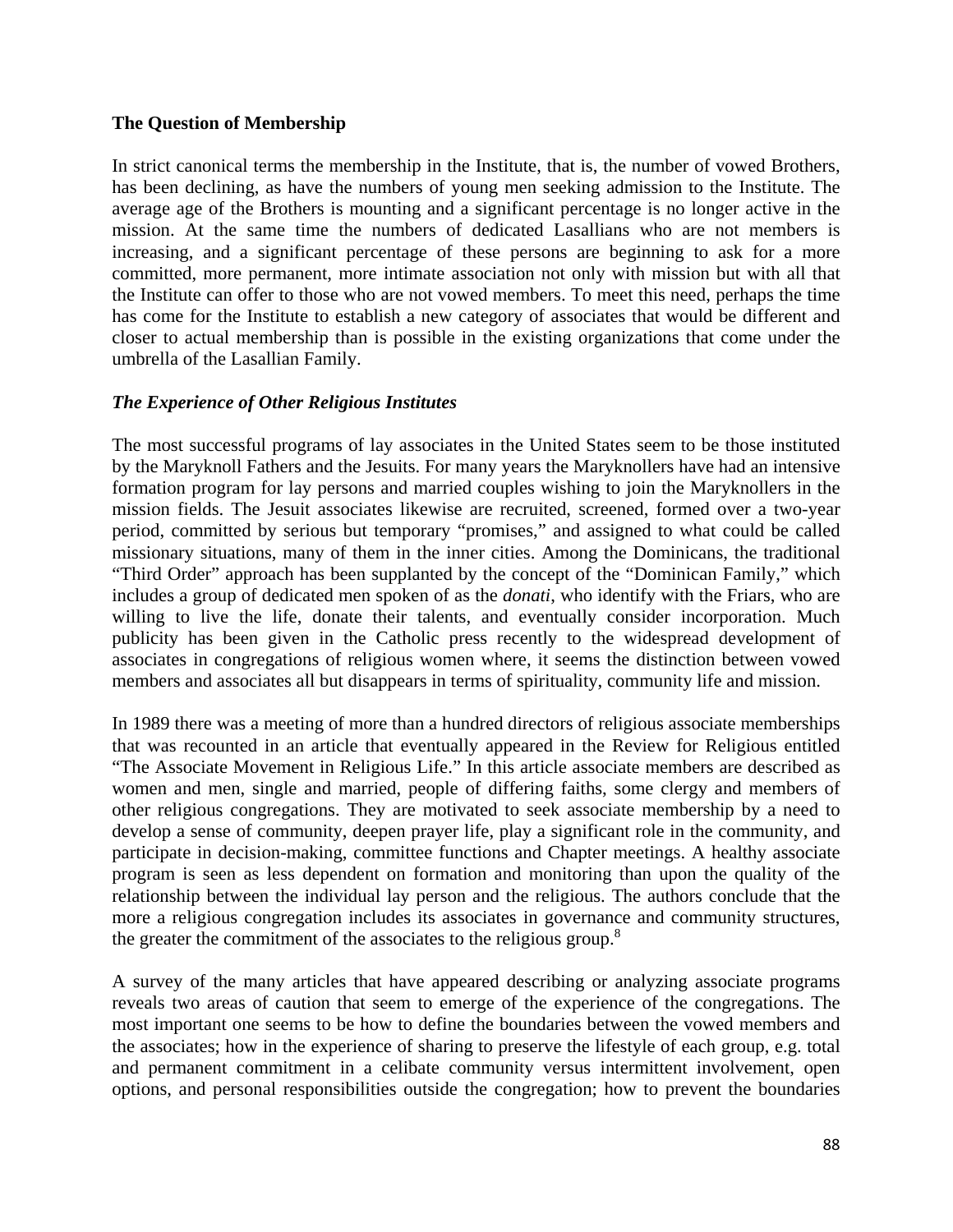**The Question of Membership**

In strict canonical terms the membership in the Institute, that is, the number of vowed Brothers, has been declining, as have the numbers of young men seeking admission to the Institute. The average age of the Brothers is mounting and a significant percentage is no longer active in the mission. At the same time the numbers of dedicated Lasallians who are not members is increasing, and a significant percentage of these persons are beginning to ask for a more committed, more permanent, more intimate association not only with mission but with all that the Institute can offer to those who are not vowed members. To meet this need, perhaps the time has come for the Institute to establish a new category of associates that would be different and closer to actual membership than is possible in the existing organizations that come under the umbrella of the Lasallian Family.

***The Experience of Other Religious Institutes***

The most successful programs of lay associates in the United States seem to be those instituted by the Maryknoll Fathers and the Jesuits. For many years the Maryknollers have had an intensive formation program for lay persons and married couples wishing to join the Maryknollers in the mission fields. The Jesuit associates likewise are recruited, screened, formed over a two-year period, committed by serious but temporary "promises," and assigned to what could be called missionary situations, many of them in the inner cities. Among the Dominicans, the traditional "Third Order" approach has been supplanted by the concept of the "Dominican Family," which includes a group of dedicated men spoken of as the *donati*, who identify with the Friars, who are willing to live the life, donate their talents, and eventually consider incorporation. Much publicity has been given in the Catholic press recently to the widespread development of associates in congregations of religious women where, it seems the distinction between vowed members and associates all but disappears in terms of spirituality, community life and mission.

In 1989 there was a meeting of more than a hundred directors of religious associate memberships that was recounted in an article that eventually appeared in the Review for Religious entitled "The Associate Movement in Religious Life." In this article associate members are described as women and men, single and married, people of differing faiths, some clergy and members of other religious congregations. They are motivated to seek associate membership by a need to develop a sense of community, deepen prayer life, play a significant role in the community, and participate in decision-making, committee functions and Chapter meetings. A healthy associate program is seen as less dependent on formation and monitoring than upon the quality of the relationship between the individual lay person and the religious. The authors conclude that the more a religious congregation includes its associates in governance and community structures, the greater the commitment of the associates to the religious group.[8]

A survey of the many articles that have appeared describing or analyzing associate programs reveals two areas of caution that seem to emerge of the experience of the congregations. The most important one seems to be how to define the boundaries between the vowed members and the associates; how in the experience of sharing to preserve the lifestyle of each group, e.g. total and permanent commitment in a celibate community versus intermittent involvement, open options, and personal responsibilities outside the congregation; how to prevent the boundaries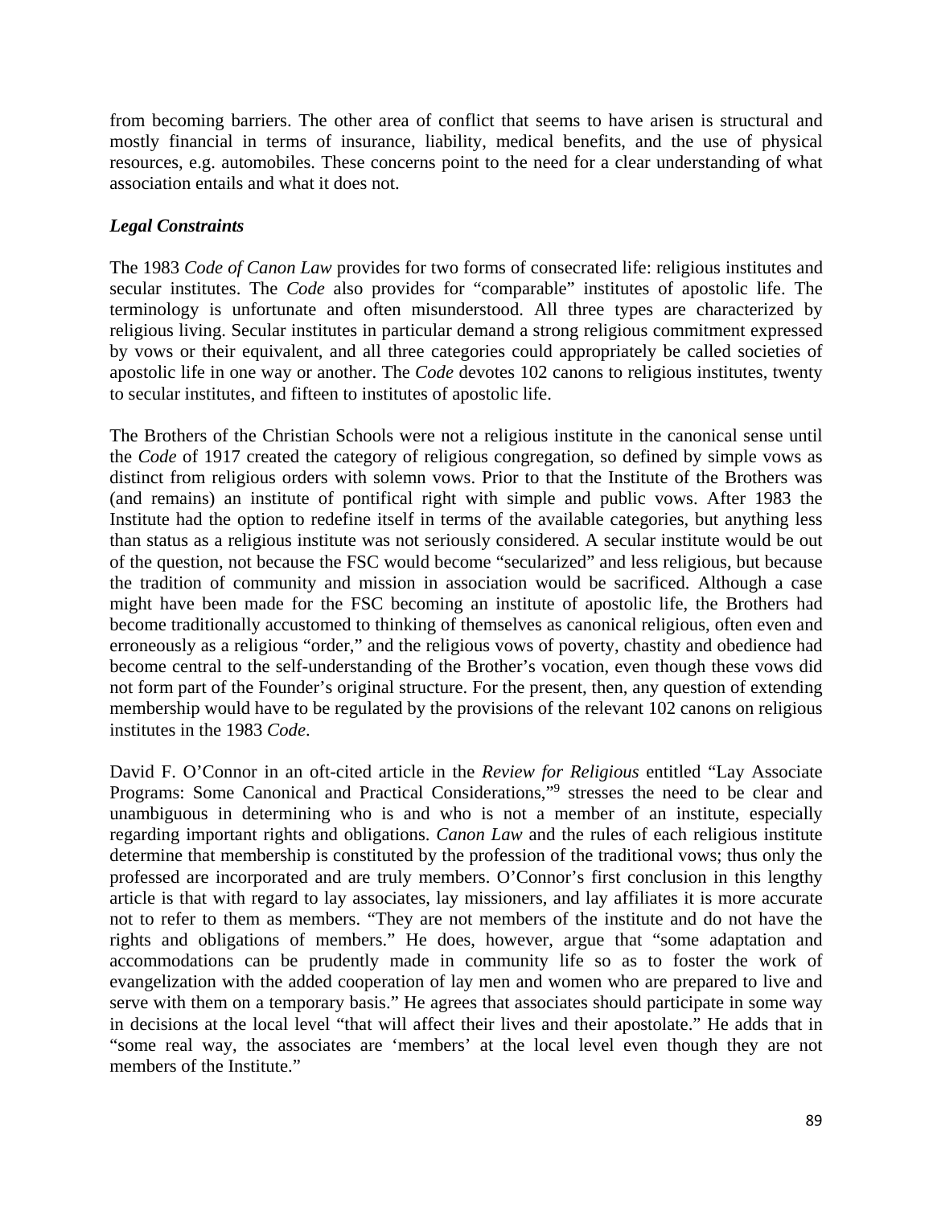from becoming barriers. The other area of conflict that seems to have arisen is structural and mostly financial in terms of insurance, liability, medical benefits, and the use of physical resources, e.g. automobiles. These concerns point to the need for a clear understanding of what association entails and what it does not.

### *Legal Constraints*

The 1983 *Code of Canon Law* provides for two forms of consecrated life: religious institutes and secular institutes. The *Code* also provides for "comparable" institutes of apostolic life. The terminology is unfortunate and often misunderstood. All three types are characterized by religious living. Secular institutes in particular demand a strong religious commitment expressed by vows or their equivalent, and all three categories could appropriately be called societies of apostolic life in one way or another. The *Code* devotes 102 canons to religious institutes, twenty to secular institutes, and fifteen to institutes of apostolic life.

The Brothers of the Christian Schools were not a religious institute in the canonical sense until the *Code* of 1917 created the category of religious congregation, so defined by simple vows as distinct from religious orders with solemn vows. Prior to that the Institute of the Brothers was (and remains) an institute of pontifical right with simple and public vows. After 1983 the Institute had the option to redefine itself in terms of the available categories, but anything less than status as a religious institute was not seriously considered. A secular institute would be out of the question, not because the FSC would become "secularized" and less religious, but because the tradition of community and mission in association would be sacrificed. Although a case might have been made for the FSC becoming an institute of apostolic life, the Brothers had become traditionally accustomed to thinking of themselves as canonical religious, often even and erroneously as a religious "order," and the religious vows of poverty, chastity and obedience had become central to the self-understanding of the Brother's vocation, even though these vows did not form part of the Founder's original structure. For the present, then, any question of extending membership would have to be regulated by the provisions of the relevant 102 canons on religious institutes in the 1983 *Code*.

David F. O'Connor in an oft-cited article in the *Review for Religious* entitled "Lay Associate Programs: Some Canonical and Practical Considerations,"[9] stresses the need to be clear and unambiguous in determining who is and who is not a member of an institute, especially regarding important rights and obligations. *Canon Law* and the rules of each religious institute determine that membership is constituted by the profession of the traditional vows; thus only the professed are incorporated and are truly members. O'Connor's first conclusion in this lengthy article is that with regard to lay associates, lay missioners, and lay affiliates it is more accurate not to refer to them as members. "They are not members of the institute and do not have the rights and obligations of members." He does, however, argue that "some adaptation and accommodations can be prudently made in community life so as to foster the work of evangelization with the added cooperation of lay men and women who are prepared to live and serve with them on a temporary basis." He agrees that associates should participate in some way in decisions at the local level "that will affect their lives and their apostolate." He adds that in "some real way, the associates are 'members' at the local level even though they are not members of the Institute."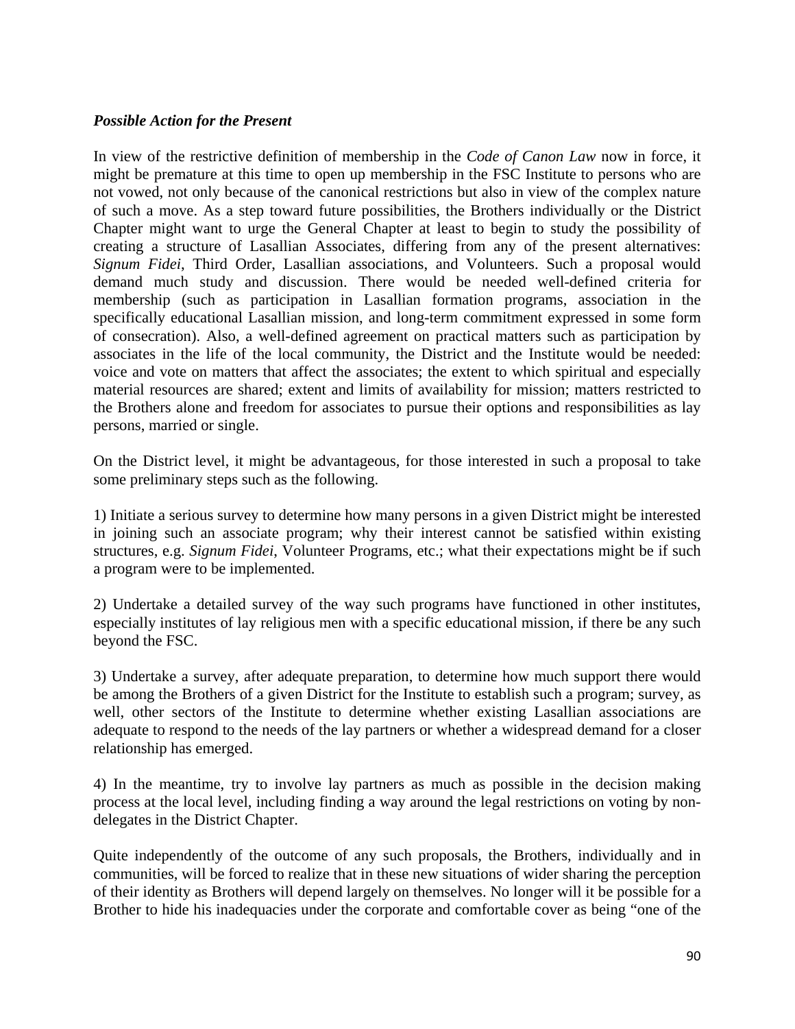***Possible Action for the Present***

In view of the restrictive definition of membership in the *Code of Canon Law* now in force, it might be premature at this time to open up membership in the FSC Institute to persons who are not vowed, not only because of the canonical restrictions but also in view of the complex nature of such a move. As a step toward future possibilities, the Brothers individually or the District Chapter might want to urge the General Chapter at least to begin to study the possibility of creating a structure of Lasallian Associates, differing from any of the present alternatives: *Signum Fidei*, Third Order, Lasallian associations, and Volunteers. Such a proposal would demand much study and discussion. There would be needed well-defined criteria for membership (such as participation in Lasallian formation programs, association in the specifically educational Lasallian mission, and long-term commitment expressed in some form of consecration). Also, a well-defined agreement on practical matters such as participation by associates in the life of the local community, the District and the Institute would be needed: voice and vote on matters that affect the associates; the extent to which spiritual and especially material resources are shared; extent and limits of availability for mission; matters restricted to the Brothers alone and freedom for associates to pursue their options and responsibilities as lay persons, married or single.

On the District level, it might be advantageous, for those interested in such a proposal to take some preliminary steps such as the following.

1) Initiate a serious survey to determine how many persons in a given District might be interested in joining such an associate program; why their interest cannot be satisfied within existing structures, e.g. *Signum Fidei*, Volunteer Programs, etc.; what their expectations might be if such a program were to be implemented.

2) Undertake a detailed survey of the way such programs have functioned in other institutes, especially institutes of lay religious men with a specific educational mission, if there be any such beyond the FSC.

3) Undertake a survey, after adequate preparation, to determine how much support there would be among the Brothers of a given District for the Institute to establish such a program; survey, as well, other sectors of the Institute to determine whether existing Lasallian associations are adequate to respond to the needs of the lay partners or whether a widespread demand for a closer relationship has emerged.

4) In the meantime, try to involve lay partners as much as possible in the decision making process at the local level, including finding a way around the legal restrictions on voting by non-delegates in the District Chapter.

Quite independently of the outcome of any such proposals, the Brothers, individually and in communities, will be forced to realize that in these new situations of wider sharing the perception of their identity as Brothers will depend largely on themselves. No longer will it be possible for a Brother to hide his inadequacies under the corporate and comfortable cover as being "one of the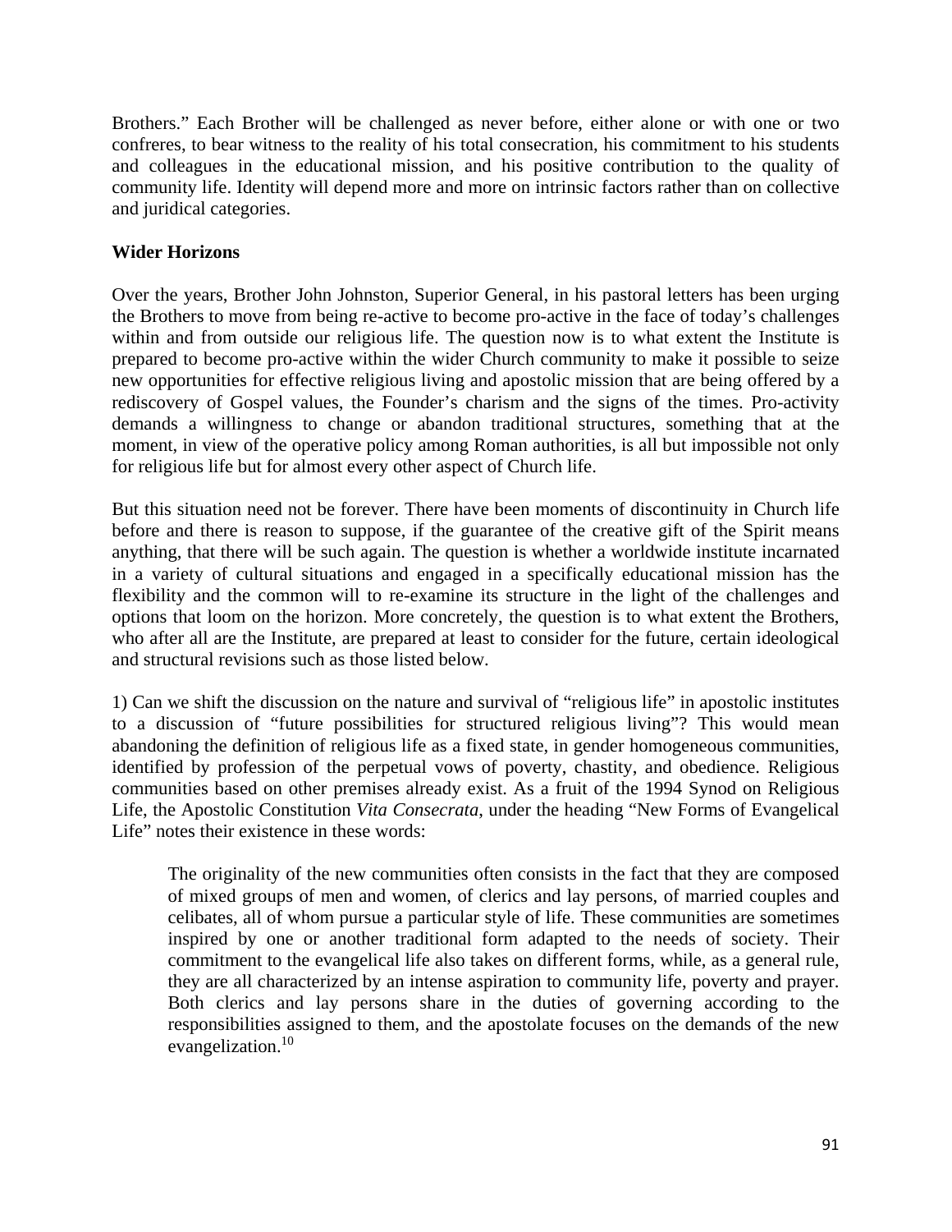Brothers." Each Brother will be challenged as never before, either alone or with one or two confreres, to bear witness to the reality of his total consecration, his commitment to his students and colleagues in the educational mission, and his positive contribution to the quality of community life. Identity will depend more and more on intrinsic factors rather than on collective and juridical categories.

**Wider Horizons**

Over the years, Brother John Johnston, Superior General, in his pastoral letters has been urging the Brothers to move from being re-active to become pro-active in the face of today's challenges within and from outside our religious life. The question now is to what extent the Institute is prepared to become pro-active within the wider Church community to make it possible to seize new opportunities for effective religious living and apostolic mission that are being offered by a rediscovery of Gospel values, the Founder's charism and the signs of the times. Pro-activity demands a willingness to change or abandon traditional structures, something that at the moment, in view of the operative policy among Roman authorities, is all but impossible not only for religious life but for almost every other aspect of Church life.

But this situation need not be forever. There have been moments of discontinuity in Church life before and there is reason to suppose, if the guarantee of the creative gift of the Spirit means anything, that there will be such again. The question is whether a worldwide institute incarnated in a variety of cultural situations and engaged in a specifically educational mission has the flexibility and the common will to re-examine its structure in the light of the challenges and options that loom on the horizon. More concretely, the question is to what extent the Brothers, who after all are the Institute, are prepared at least to consider for the future, certain ideological and structural revisions such as those listed below.

1) Can we shift the discussion on the nature and survival of "religious life" in apostolic institutes to a discussion of "future possibilities for structured religious living"? This would mean abandoning the definition of religious life as a fixed state, in gender homogeneous communities, identified by profession of the perpetual vows of poverty, chastity, and obedience. Religious communities based on other premises already exist. As a fruit of the 1994 Synod on Religious Life, the Apostolic Constitution *Vita Consecrata*, under the heading "New Forms of Evangelical Life" notes their existence in these words:

> The originality of the new communities often consists in the fact that they are composed of mixed groups of men and women, of clerics and lay persons, of married couples and celibates, all of whom pursue a particular style of life. These communities are sometimes inspired by one or another traditional form adapted to the needs of society. Their commitment to the evangelical life also takes on different forms, while, as a general rule, they are all characterized by an intense aspiration to community life, poverty and prayer. Both clerics and lay persons share in the duties of governing according to the responsibilities assigned to them, and the apostolate focuses on the demands of the new evangelization.[10]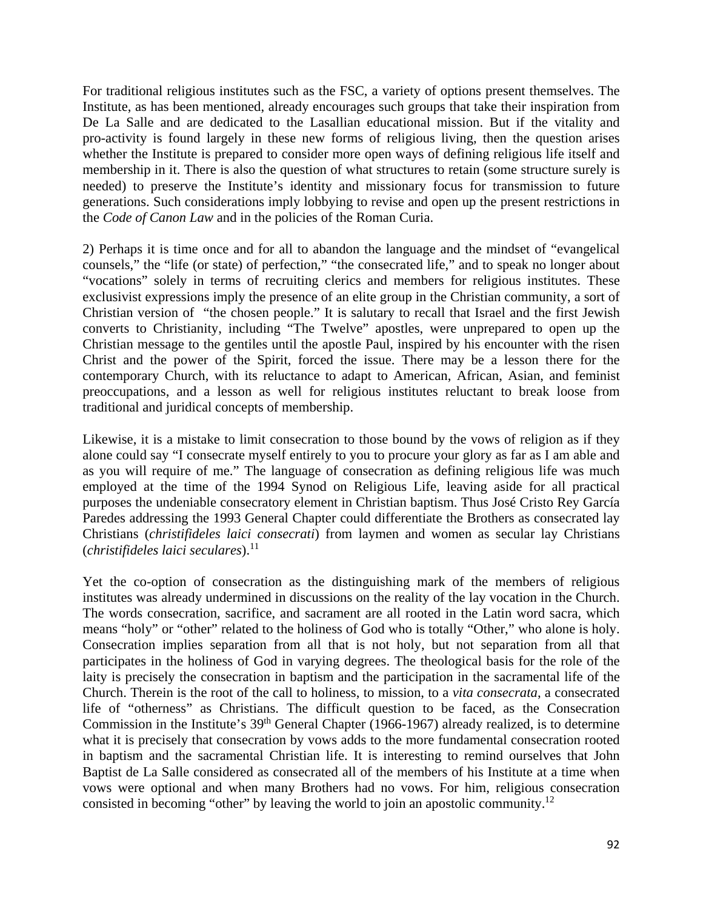For traditional religious institutes such as the FSC, a variety of options present themselves. The Institute, as has been mentioned, already encourages such groups that take their inspiration from De La Salle and are dedicated to the Lasallian educational mission. But if the vitality and pro-activity is found largely in these new forms of religious living, then the question arises whether the Institute is prepared to consider more open ways of defining religious life itself and membership in it. There is also the question of what structures to retain (some structure surely is needed) to preserve the Institute's identity and missionary focus for transmission to future generations. Such considerations imply lobbying to revise and open up the present restrictions in the *Code of Canon Law* and in the policies of the Roman Curia.

2) Perhaps it is time once and for all to abandon the language and the mindset of "evangelical counsels," the "life (or state) of perfection," "the consecrated life," and to speak no longer about "vocations" solely in terms of recruiting clerics and members for religious institutes. These exclusivist expressions imply the presence of an elite group in the Christian community, a sort of Christian version of "the chosen people." It is salutary to recall that Israel and the first Jewish converts to Christianity, including "The Twelve" apostles, were unprepared to open up the Christian message to the gentiles until the apostle Paul, inspired by his encounter with the risen Christ and the power of the Spirit, forced the issue. There may be a lesson there for the contemporary Church, with its reluctance to adapt to American, African, Asian, and feminist preoccupations, and a lesson as well for religious institutes reluctant to break loose from traditional and juridical concepts of membership.

Likewise, it is a mistake to limit consecration to those bound by the vows of religion as if they alone could say "I consecrate myself entirely to you to procure your glory as far as I am able and as you will require of me." The language of consecration as defining religious life was much employed at the time of the 1994 Synod on Religious Life, leaving aside for all practical purposes the undeniable consecratory element in Christian baptism. Thus José Cristo Rey García Paredes addressing the 1993 General Chapter could differentiate the Brothers as consecrated lay Christians (*christifideles laici consecrati*) from laymen and women as secular lay Christians (*christifideles laici seculares*).[11]

Yet the co-option of consecration as the distinguishing mark of the members of religious institutes was already undermined in discussions on the reality of the lay vocation in the Church. The words consecration, sacrifice, and sacrament are all rooted in the Latin word sacra, which means "holy" or "other" related to the holiness of God who is totally "Other," who alone is holy. Consecration implies separation from all that is not holy, but not separation from all that participates in the holiness of God in varying degrees. The theological basis for the role of the laity is precisely the consecration in baptism and the participation in the sacramental life of the Church. Therein is the root of the call to holiness, to mission, to a *vita consecrata*, a consecrated life of "otherness" as Christians. The difficult question to be faced, as the Consecration Commission in the Institute's 39th General Chapter (1966-1967) already realized, is to determine what it is precisely that consecration by vows adds to the more fundamental consecration rooted in baptism and the sacramental Christian life. It is interesting to remind ourselves that John Baptist de La Salle considered as consecrated all of the members of his Institute at a time when vows were optional and when many Brothers had no vows. For him, religious consecration consisted in becoming "other" by leaving the world to join an apostolic community.[12]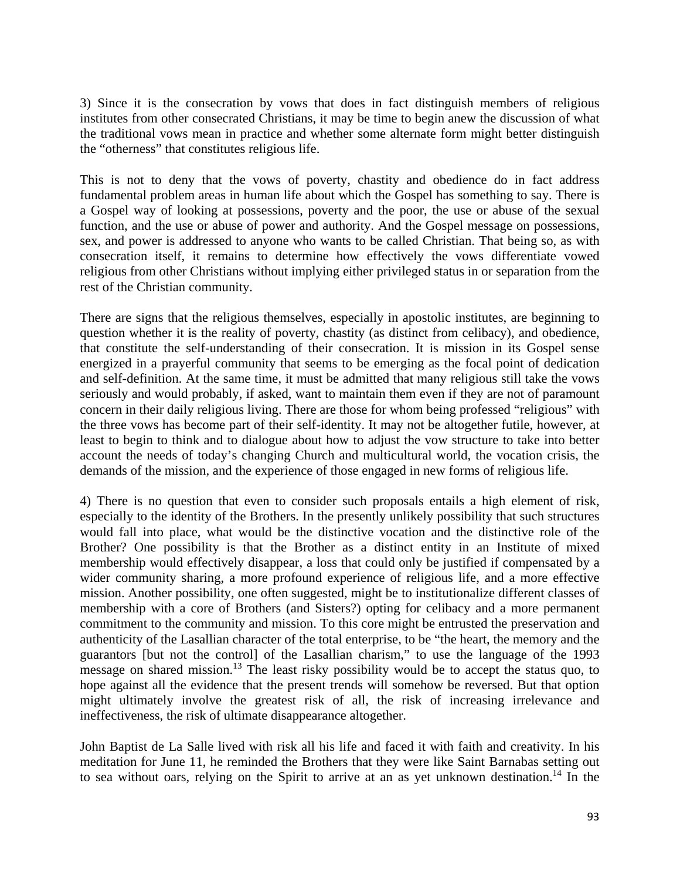3) Since it is the consecration by vows that does in fact distinguish members of religious institutes from other consecrated Christians, it may be time to begin anew the discussion of what the traditional vows mean in practice and whether some alternate form might better distinguish the "otherness" that constitutes religious life.

This is not to deny that the vows of poverty, chastity and obedience do in fact address fundamental problem areas in human life about which the Gospel has something to say. There is a Gospel way of looking at possessions, poverty and the poor, the use or abuse of the sexual function, and the use or abuse of power and authority. And the Gospel message on possessions, sex, and power is addressed to anyone who wants to be called Christian. That being so, as with consecration itself, it remains to determine how effectively the vows differentiate vowed religious from other Christians without implying either privileged status in or separation from the rest of the Christian community.

There are signs that the religious themselves, especially in apostolic institutes, are beginning to question whether it is the reality of poverty, chastity (as distinct from celibacy), and obedience, that constitute the self-understanding of their consecration. It is mission in its Gospel sense energized in a prayerful community that seems to be emerging as the focal point of dedication and self-definition. At the same time, it must be admitted that many religious still take the vows seriously and would probably, if asked, want to maintain them even if they are not of paramount concern in their daily religious living. There are those for whom being professed "religious" with the three vows has become part of their self-identity. It may not be altogether futile, however, at least to begin to think and to dialogue about how to adjust the vow structure to take into better account the needs of today's changing Church and multicultural world, the vocation crisis, the demands of the mission, and the experience of those engaged in new forms of religious life.

4) There is no question that even to consider such proposals entails a high element of risk, especially to the identity of the Brothers. In the presently unlikely possibility that such structures would fall into place, what would be the distinctive vocation and the distinctive role of the Brother? One possibility is that the Brother as a distinct entity in an Institute of mixed membership would effectively disappear, a loss that could only be justified if compensated by a wider community sharing, a more profound experience of religious life, and a more effective mission. Another possibility, one often suggested, might be to institutionalize different classes of membership with a core of Brothers (and Sisters?) opting for celibacy and a more permanent commitment to the community and mission. To this core might be entrusted the preservation and authenticity of the Lasallian character of the total enterprise, to be "the heart, the memory and the guarantors [but not the control] of the Lasallian charism," to use the language of the 1993 message on shared mission.[13] The least risky possibility would be to accept the status quo, to hope against all the evidence that the present trends will somehow be reversed. But that option might ultimately involve the greatest risk of all, the risk of increasing irrelevance and ineffectiveness, the risk of ultimate disappearance altogether.

John Baptist de La Salle lived with risk all his life and faced it with faith and creativity. In his meditation for June 11, he reminded the Brothers that they were like Saint Barnabas setting out to sea without oars, relying on the Spirit to arrive at an as yet unknown destination.[14] In the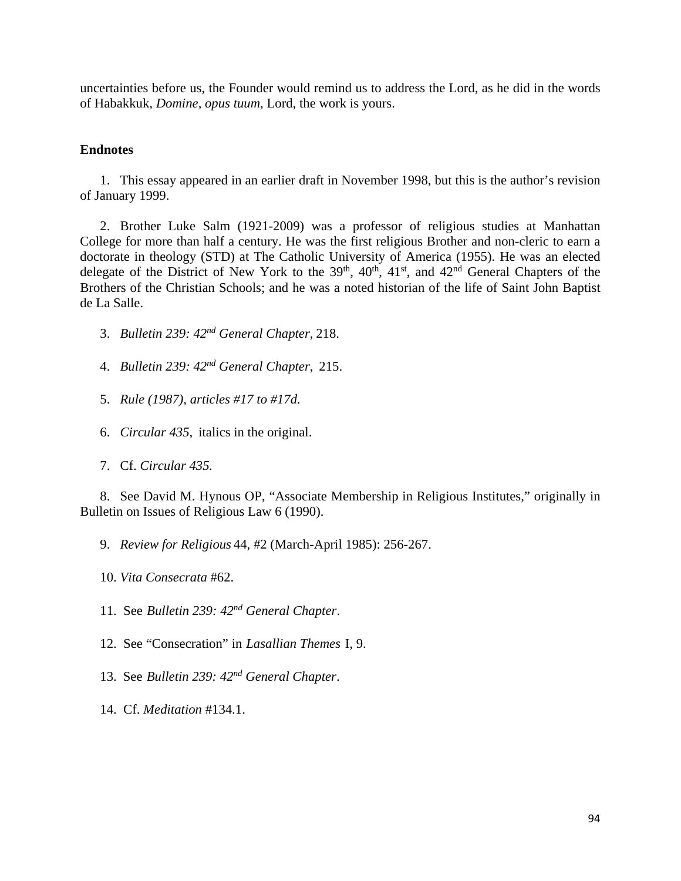uncertainties before us, the Founder would remind us to address the Lord, as he did in the words of Habakkuk, *Domine, opus tuum*, Lord, the work is yours.

**Endnotes**

1. This essay appeared in an earlier draft in November 1998, but this is the author's revision of January 1999.

2. Brother Luke Salm (1921-2009) was a professor of religious studies at Manhattan College for more than half a century. He was the first religious Brother and non-cleric to earn a doctorate in theology (STD) at The Catholic University of America (1955). He was an elected delegate of the District of New York to the 39th, 40th, 41st, and 42nd General Chapters of the Brothers of the Christian Schools; and he was a noted historian of the life of Saint John Baptist de La Salle.

3. *Bulletin 239: 42nd General Chapter*, 218.

4. *Bulletin 239: 42nd General Chapter*, 215.

5. *Rule (1987), articles #17 to #17d.*

6. *Circular 435*, italics in the original.

7. Cf. *Circular 435.*

8. See David M. Hynous OP, "Associate Membership in Religious Institutes," originally in Bulletin on Issues of Religious Law 6 (1990).

9. *Review for Religious* 44, #2 (March-April 1985): 256-267.

10. *Vita Consecrata* #62.

11. See *Bulletin 239: 42nd General Chapter*.

12. See "Consecration" in *Lasallian Themes* I, 9.

13. See *Bulletin 239: 42nd General Chapter*.

14. Cf. *Meditation* #134.1.